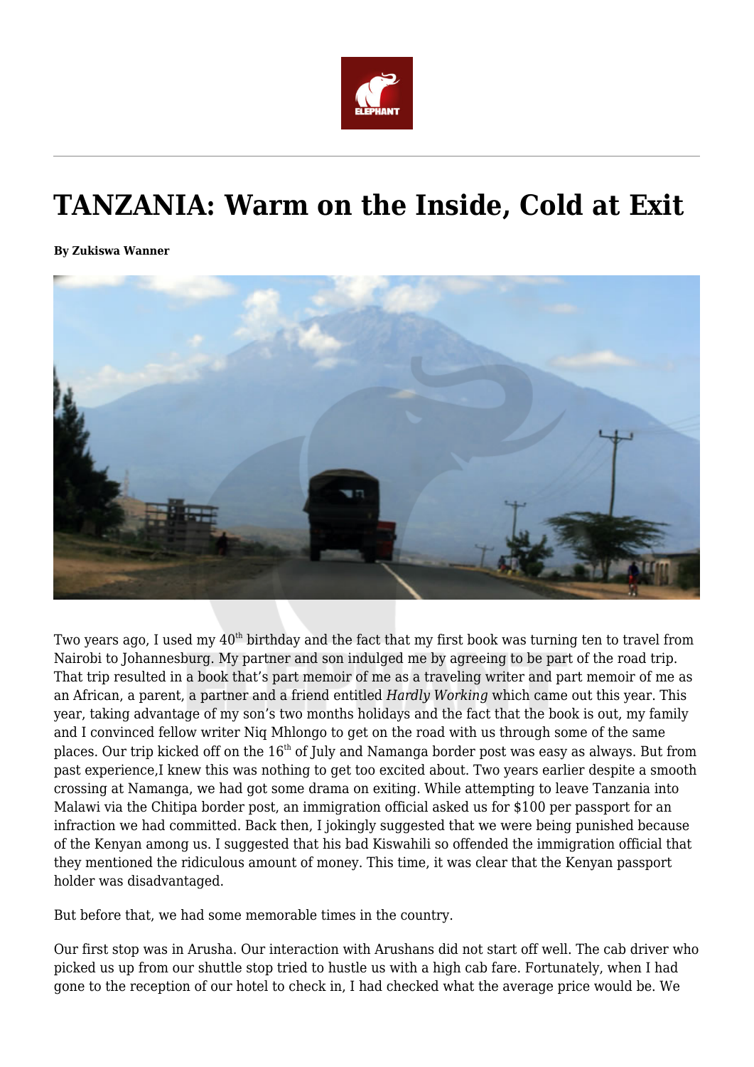# TANZANIA: Warm on the Inside, Cold at Exit

**By Zukiswa Wanner**

Two years ago, I used my 40th birthday and the fact that my first book was turning ten to travel from Nairobi to Johannesburg. My partner and son indulged me by agreeing to be part of the road trip. That trip resulted in a book that's part memoir of me as a traveling writer and part memoir of me as an African, a parent, a partner and a friend entitled *Hardly Working* which came out this year. This year, taking advantage of my son's two months holidays and the fact that the book is out, my family and I convinced fellow writer Niq Mhlongo to get on the road with us through some of the same places. Our trip kicked off on the 16th of July and Namanga border post was easy as always. But from past experience,I knew this was nothing to get too excited about. Two years earlier despite a smooth crossing at Namanga, we had got some drama on exiting. While attempting to leave Tanzania into Malawi via the Chitipa border post, an immigration official asked us for $100 per passport for an infraction we had committed. Back then, I jokingly suggested that we were being punished because of the Kenyan among us. I suggested that his bad Kiswahili so offended the immigration official that they mentioned the ridiculous amount of money. This time, it was clear that the Kenyan passport holder was disadvantaged.

But before that, we had some memorable times in the country.

Our first stop was in Arusha. Our interaction with Arushans did not start off well. The cab driver who picked us up from our shuttle stop tried to hustle us with a high cab fare. Fortunately, when I had gone to the reception of our hotel to check in, I had checked what the average price would be. We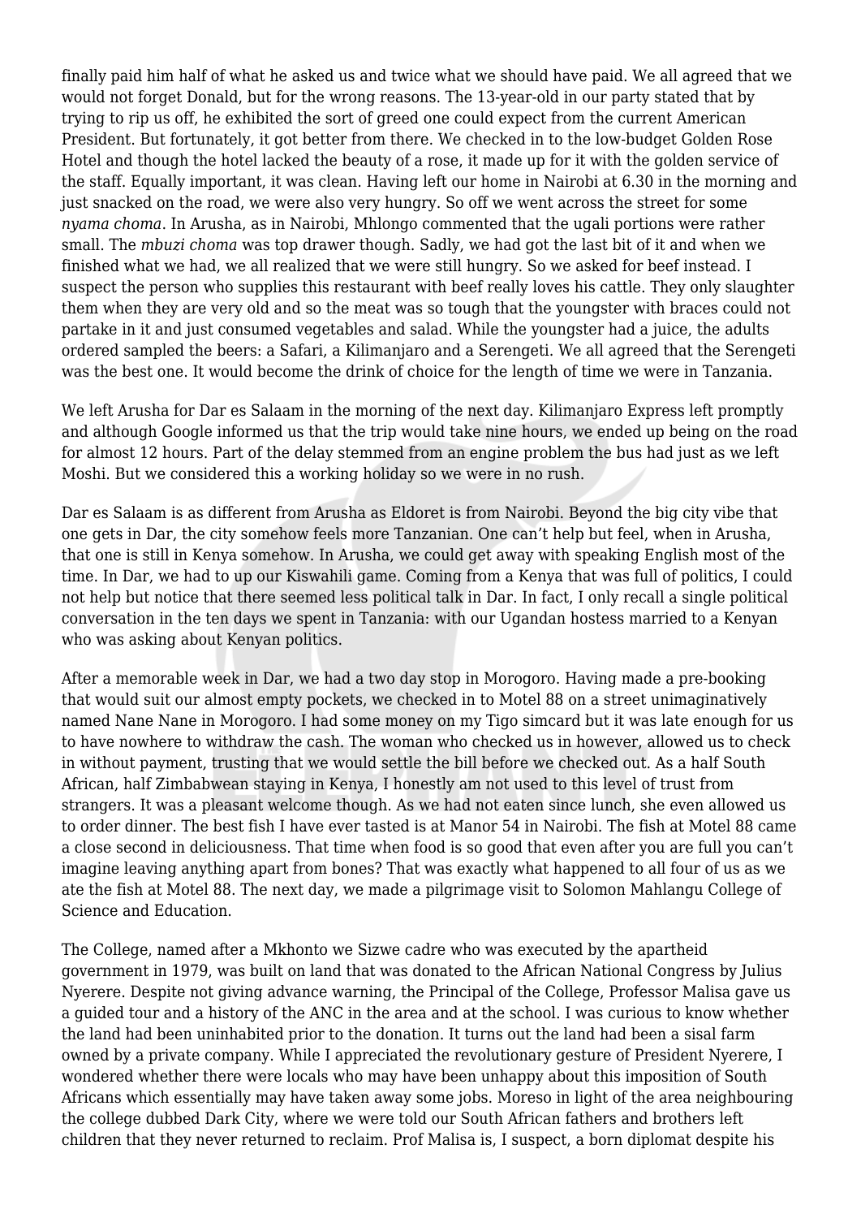finally paid him half of what he asked us and twice what we should have paid. We all agreed that we would not forget Donald, but for the wrong reasons. The 13-year-old in our party stated that by trying to rip us off, he exhibited the sort of greed one could expect from the current American President. But fortunately, it got better from there. We checked in to the low-budget Golden Rose Hotel and though the hotel lacked the beauty of a rose, it made up for it with the golden service of the staff. Equally important, it was clean. Having left our home in Nairobi at 6.30 in the morning and just snacked on the road, we were also very hungry. So off we went across the street for some *nyama choma*. In Arusha, as in Nairobi, Mhlongo commented that the ugali portions were rather small. The *mbuzi choma* was top drawer though. Sadly, we had got the last bit of it and when we finished what we had, we all realized that we were still hungry. So we asked for beef instead. I suspect the person who supplies this restaurant with beef really loves his cattle. They only slaughter them when they are very old and so the meat was so tough that the youngster with braces could not partake in it and just consumed vegetables and salad. While the youngster had a juice, the adults ordered sampled the beers: a Safari, a Kilimanjaro and a Serengeti. We all agreed that the Serengeti was the best one. It would become the drink of choice for the length of time we were in Tanzania.

We left Arusha for Dar es Salaam in the morning of the next day. Kilimanjaro Express left promptly and although Google informed us that the trip would take nine hours, we ended up being on the road for almost 12 hours. Part of the delay stemmed from an engine problem the bus had just as we left Moshi. But we considered this a working holiday so we were in no rush.

Dar es Salaam is as different from Arusha as Eldoret is from Nairobi. Beyond the big city vibe that one gets in Dar, the city somehow feels more Tanzanian. One can't help but feel, when in Arusha, that one is still in Kenya somehow. In Arusha, we could get away with speaking English most of the time. In Dar, we had to up our Kiswahili game. Coming from a Kenya that was full of politics, I could not help but notice that there seemed less political talk in Dar. In fact, I only recall a single political conversation in the ten days we spent in Tanzania: with our Ugandan hostess married to a Kenyan who was asking about Kenyan politics.

After a memorable week in Dar, we had a two day stop in Morogoro. Having made a pre-booking that would suit our almost empty pockets, we checked in to Motel 88 on a street unimaginatively named Nane Nane in Morogoro. I had some money on my Tigo simcard but it was late enough for us to have nowhere to withdraw the cash. The woman who checked us in however, allowed us to check in without payment, trusting that we would settle the bill before we checked out. As a half South African, half Zimbabwean staying in Kenya, I honestly am not used to this level of trust from strangers. It was a pleasant welcome though. As we had not eaten since lunch, she even allowed us to order dinner. The best fish I have ever tasted is at Manor 54 in Nairobi. The fish at Motel 88 came a close second in deliciousness. That time when food is so good that even after you are full you can't imagine leaving anything apart from bones? That was exactly what happened to all four of us as we ate the fish at Motel 88. The next day, we made a pilgrimage visit to Solomon Mahlangu College of Science and Education.

The College, named after a Mkhonto we Sizwe cadre who was executed by the apartheid government in 1979, was built on land that was donated to the African National Congress by Julius Nyerere. Despite not giving advance warning, the Principal of the College, Professor Malisa gave us a guided tour and a history of the ANC in the area and at the school. I was curious to know whether the land had been uninhabited prior to the donation. It turns out the land had been a sisal farm owned by a private company. While I appreciated the revolutionary gesture of President Nyerere, I wondered whether there were locals who may have been unhappy about this imposition of South Africans which essentially may have taken away some jobs. Moreso in light of the area neighbouring the college dubbed Dark City, where we were told our South African fathers and brothers left children that they never returned to reclaim. Prof Malisa is, I suspect, a born diplomat despite his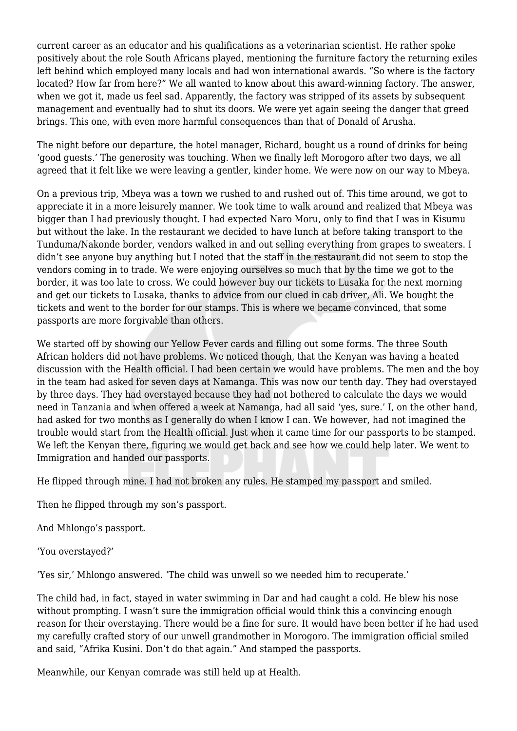current career as an educator and his qualifications as a veterinarian scientist. He rather spoke positively about the role South Africans played, mentioning the furniture factory the returning exiles left behind which employed many locals and had won international awards. "So where is the factory located? How far from here?" We all wanted to know about this award-winning factory. The answer, when we got it, made us feel sad. Apparently, the factory was stripped of its assets by subsequent management and eventually had to shut its doors. We were yet again seeing the danger that greed brings. This one, with even more harmful consequences than that of Donald of Arusha.

The night before our departure, the hotel manager, Richard, bought us a round of drinks for being 'good guests.' The generosity was touching. When we finally left Morogoro after two days, we all agreed that it felt like we were leaving a gentler, kinder home. We were now on our way to Mbeya.

On a previous trip, Mbeya was a town we rushed to and rushed out of. This time around, we got to appreciate it in a more leisurely manner. We took time to walk around and realized that Mbeya was bigger than I had previously thought. I had expected Naro Moru, only to find that I was in Kisumu but without the lake. In the restaurant we decided to have lunch at before taking transport to the Tunduma/Nakonde border, vendors walked in and out selling everything from grapes to sweaters. I didn't see anyone buy anything but I noted that the staff in the restaurant did not seem to stop the vendors coming in to trade. We were enjoying ourselves so much that by the time we got to the border, it was too late to cross. We could however buy our tickets to Lusaka for the next morning and get our tickets to Lusaka, thanks to advice from our clued in cab driver, Ali. We bought the tickets and went to the border for our stamps. This is where we became convinced, that some passports are more forgivable than others.

We started off by showing our Yellow Fever cards and filling out some forms. The three South African holders did not have problems. We noticed though, that the Kenyan was having a heated discussion with the Health official. I had been certain we would have problems. The men and the boy in the team had asked for seven days at Namanga. This was now our tenth day. They had overstayed by three days. They had overstayed because they had not bothered to calculate the days we would need in Tanzania and when offered a week at Namanga, had all said 'yes, sure.' I, on the other hand, had asked for two months as I generally do when I know I can. We however, had not imagined the trouble would start from the Health official. Just when it came time for our passports to be stamped. We left the Kenyan there, figuring we would get back and see how we could help later. We went to Immigration and handed our passports.

He flipped through mine. I had not broken any rules. He stamped my passport and smiled.

Then he flipped through my son's passport.

And Mhlongo's passport.

'You overstayed?'

'Yes sir,' Mhlongo answered. 'The child was unwell so we needed him to recuperate.'

The child had, in fact, stayed in water swimming in Dar and had caught a cold. He blew his nose without prompting. I wasn't sure the immigration official would think this a convincing enough reason for their overstaying. There would be a fine for sure. It would have been better if he had used my carefully crafted story of our unwell grandmother in Morogoro. The immigration official smiled and said, "Afrika Kusini. Don't do that again." And stamped the passports.

Meanwhile, our Kenyan comrade was still held up at Health.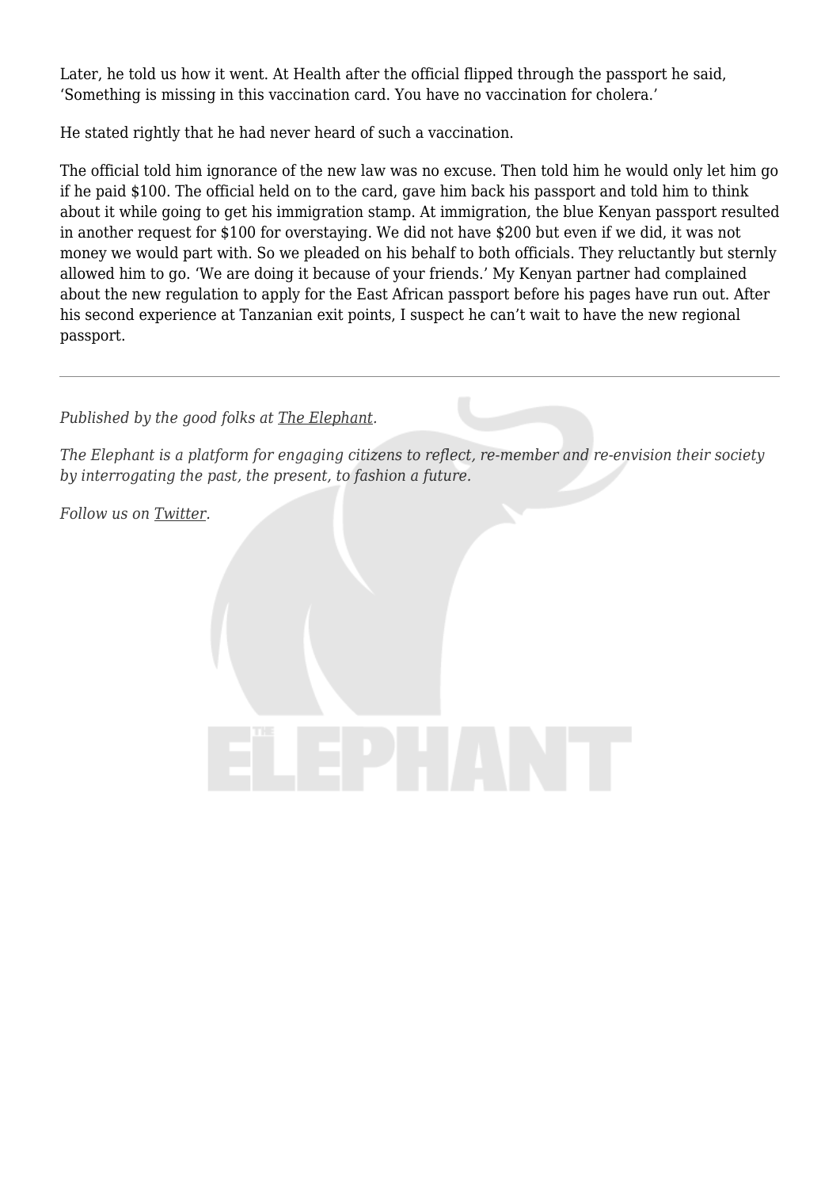Later, he told us how it went. At Health after the official flipped through the passport he said, ‘Something is missing in this vaccination card. You have no vaccination for cholera.’

He stated rightly that he had never heard of such a vaccination.

The official told him ignorance of the new law was no excuse. Then told him he would only let him go if he paid $100. The official held on to the card, gave him back his passport and told him to think about it while going to get his immigration stamp. At immigration, the blue Kenyan passport resulted in another request for $100 for overstaying. We did not have $200 but even if we did, it was not money we would part with. So we pleaded on his behalf to both officials. They reluctantly but sternly allowed him to go. ‘We are doing it because of your friends.’ My Kenyan partner had complained about the new regulation to apply for the East African passport before his pages have run out. After his second experience at Tanzanian exit points, I suspect he can’t wait to have the new regional passport.

---

*Published by the good folks at The Elephant.*

*The Elephant is a platform for engaging citizens to reflect, re-member and re-envision their society by interrogating the past, the present, to fashion a future.*

*Follow us on Twitter.*